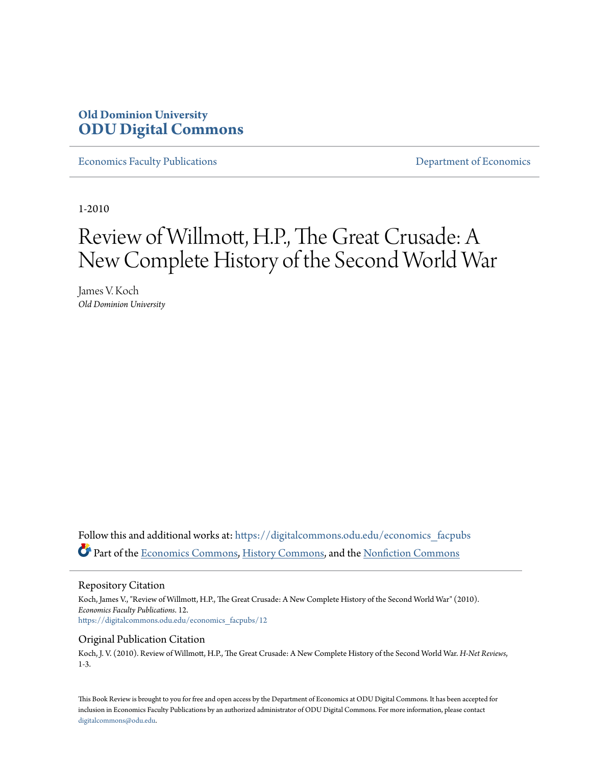**Old Dominion University**
**ODU Digital Commons**

Economics Faculty Publications | Department of Economics

1-2010

# Review of Willmott, H.P., The Great Crusade: A New Complete History of the Second World War

James V. Koch
*Old Dominion University*

Follow this and additional works at: https://digitalcommons.odu.edu/economics_facpubs

Part of the Economics Commons, History Commons, and the Nonfiction Commons

## Repository Citation

Koch, James V., "Review of Willmott, H.P., The Great Crusade: A New Complete History of the Second World War" (2010). *Economics Faculty Publications*. 12.
https://digitalcommons.odu.edu/economics_facpubs/12

## Original Publication Citation

Koch, J. V. (2010). Review of Willmott, H.P., The Great Crusade: A New Complete History of the Second World War. *H-Net Reviews*, 1-3.

This Book Review is brought to you for free and open access by the Department of Economics at ODU Digital Commons. It has been accepted for inclusion in Economics Faculty Publications by an authorized administrator of ODU Digital Commons. For more information, please contact digitalcommons@odu.edu.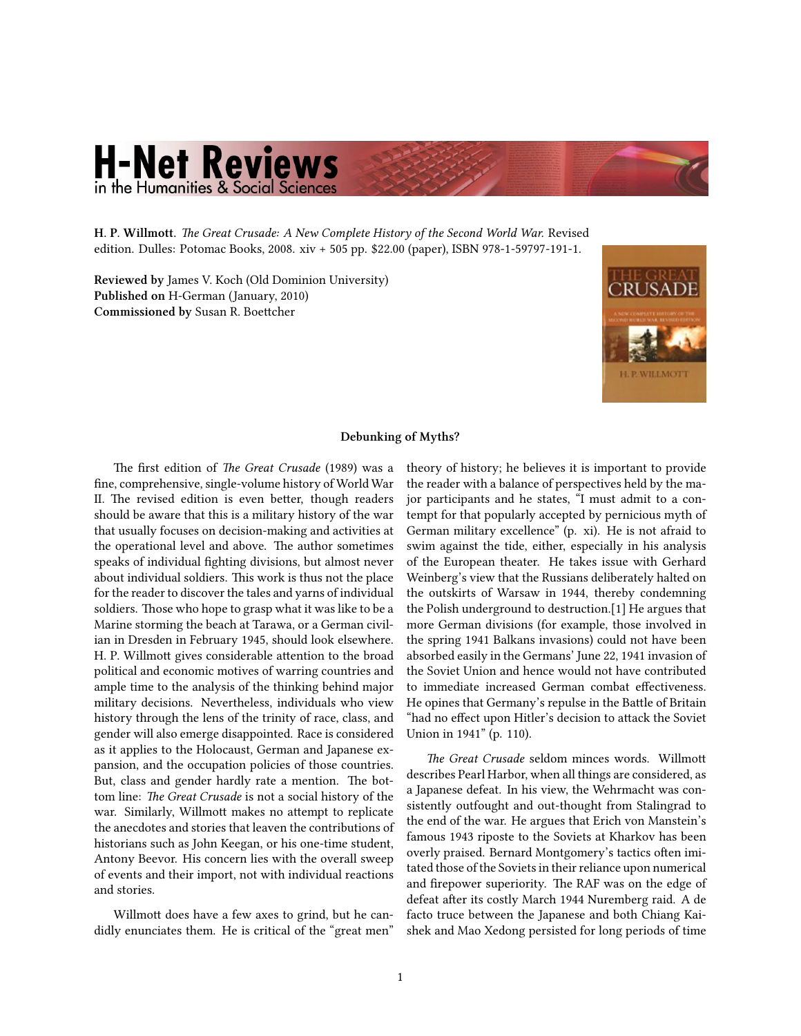**H. P. Willmott.** *The Great Crusade: A New Complete History of the Second World War.* Revised edition. Dulles: Potomac Books, 2008. xiv + 505 pp. $22.00 (paper), ISBN 978-1-59797-191-1.

**Reviewed by** James V. Koch (Old Dominion University)
**Published on** H-German (January, 2010)
**Commissioned by** Susan R. Boettcher

## Debunking of Myths?

The first edition of *The Great Crusade* (1989) was a fine, comprehensive, single-volume history of World War II. The revised edition is even better, though readers should be aware that this is a military history of the war that usually focuses on decision-making and activities at the operational level and above. The author sometimes speaks of individual fighting divisions, but almost never about individual soldiers. This work is thus not the place for the reader to discover the tales and yarns of individual soldiers. Those who hope to grasp what it was like to be a Marine storming the beach at Tarawa, or a German civilian in Dresden in February 1945, should look elsewhere. H. P. Willmott gives considerable attention to the broad political and economic motives of warring countries and ample time to the analysis of the thinking behind major military decisions. Nevertheless, individuals who view history through the lens of the trinity of race, class, and gender will also emerge disappointed. Race is considered as it applies to the Holocaust, German and Japanese expansion, and the occupation policies of those countries. But, class and gender hardly rate a mention. The bottom line: *The Great Crusade* is not a social history of the war. Similarly, Willmott makes no attempt to replicate the anecdotes and stories that leaven the contributions of historians such as John Keegan, or his one-time student, Antony Beevor. His concern lies with the overall sweep of events and their import, not with individual reactions and stories.

Willmott does have a few axes to grind, but he candidly enunciates them. He is critical of the "great men" theory of history; he believes it is important to provide the reader with a balance of perspectives held by the major participants and he states, "I must admit to a contempt for that popularly accepted by pernicious myth of German military excellence" (p. xi). He is not afraid to swim against the tide, either, especially in his analysis of the European theater. He takes issue with Gerhard Weinberg's view that the Russians deliberately halted on the outskirts of Warsaw in 1944, thereby condemning the Polish underground to destruction.[1] He argues that more German divisions (for example, those involved in the spring 1941 Balkans invasions) could not have been absorbed easily in the Germans' June 22, 1941 invasion of the Soviet Union and hence would not have contributed to immediate increased German combat effectiveness. He opines that Germany's repulse in the Battle of Britain "had no effect upon Hitler's decision to attack the Soviet Union in 1941" (p. 110).

*The Great Crusade* seldom minces words. Willmott describes Pearl Harbor, when all things are considered, as a Japanese defeat. In his view, the Wehrmacht was consistently outfought and out-thought from Stalingrad to the end of the war. He argues that Erich von Manstein's famous 1943 riposte to the Soviets at Kharkov has been overly praised. Bernard Montgomery's tactics often imitated those of the Soviets in their reliance upon numerical and firepower superiority. The RAF was on the edge of defeat after its costly March 1944 Nuremberg raid. A de facto truce between the Japanese and both Chiang Kai-shek and Mao Xedong persisted for long periods of time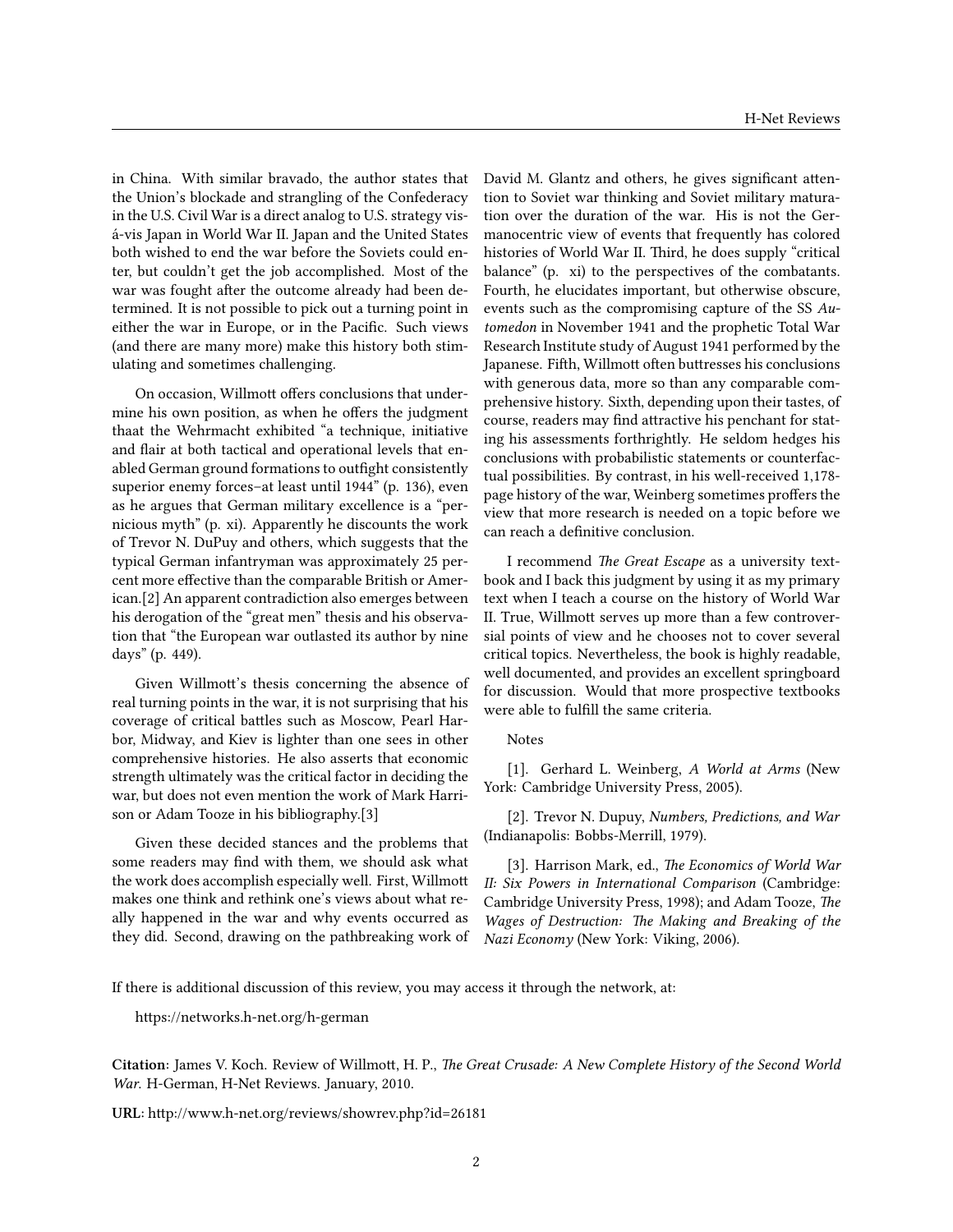in China. With similar bravado, the author states that the Union's blockade and strangling of the Confederacy in the U.S. Civil War is a direct analog to U.S. strategy vis-á-vis Japan in World War II. Japan and the United States both wished to end the war before the Soviets could enter, but couldn't get the job accomplished. Most of the war was fought after the outcome already had been determined. It is not possible to pick out a turning point in either the war in Europe, or in the Pacific. Such views (and there are many more) make this history both stimulating and sometimes challenging.

On occasion, Willmott offers conclusions that undermine his own position, as when he offers the judgment thaat the Wehrmacht exhibited "a technique, initiative and flair at both tactical and operational levels that enabled German ground formations to outfight consistently superior enemy forces–at least until 1944" (p. 136), even as he argues that German military excellence is a "pernicious myth" (p. xi). Apparently he discounts the work of Trevor N. DuPuy and others, which suggests that the typical German infantryman was approximately 25 percent more effective than the comparable British or American.[2] An apparent contradiction also emerges between his derogation of the "great men" thesis and his observation that "the European war outlasted its author by nine days" (p. 449).

Given Willmott's thesis concerning the absence of real turning points in the war, it is not surprising that his coverage of critical battles such as Moscow, Pearl Harbor, Midway, and Kiev is lighter than one sees in other comprehensive histories. He also asserts that economic strength ultimately was the critical factor in deciding the war, but does not even mention the work of Mark Harrison or Adam Tooze in his bibliography.[3]

Given these decided stances and the problems that some readers may find with them, we should ask what the work does accomplish especially well. First, Willmott makes one think and rethink one's views about what really happened in the war and why events occurred as they did. Second, drawing on the pathbreaking work of David M. Glantz and others, he gives significant attention to Soviet war thinking and Soviet military maturation over the duration of the war. His is not the Germanocentric view of events that frequently has colored histories of World War II. Third, he does supply "critical balance" (p. xi) to the perspectives of the combatants. Fourth, he elucidates important, but otherwise obscure, events such as the compromising capture of the SS *Automedon* in November 1941 and the prophetic Total War Research Institute study of August 1941 performed by the Japanese. Fifth, Willmott often buttresses his conclusions with generous data, more so than any comparable comprehensive history. Sixth, depending upon their tastes, of course, readers may find attractive his penchant for stating his assessments forthrightly. He seldom hedges his conclusions with probabilistic statements or counterfactual possibilities. By contrast, in his well-received 1,178-page history of the war, Weinberg sometimes proffers the view that more research is needed on a topic before we can reach a definitive conclusion.

I recommend *The Great Escape* as a university textbook and I back this judgment by using it as my primary text when I teach a course on the history of World War II. True, Willmott serves up more than a few controversial points of view and he chooses not to cover several critical topics. Nevertheless, the book is highly readable, well documented, and provides an excellent springboard for discussion. Would that more prospective textbooks were able to fulfill the same criteria.

Notes

[1]. Gerhard L. Weinberg, *A World at Arms* (New York: Cambridge University Press, 2005).

[2]. Trevor N. Dupuy, *Numbers, Predictions, and War* (Indianapolis: Bobbs-Merrill, 1979).

[3]. Harrison Mark, ed., *The Economics of World War II: Six Powers in International Comparison* (Cambridge: Cambridge University Press, 1998); and Adam Tooze, *The Wages of Destruction: The Making and Breaking of the Nazi Economy* (New York: Viking, 2006).

If there is additional discussion of this review, you may access it through the network, at:

https://networks.h-net.org/h-german

**Citation**: James V. Koch. Review of Willmott, H. P., *The Great Crusade: A New Complete History of the Second World War.* H-German, H-Net Reviews. January, 2010.

**URL**: http://www.h-net.org/reviews/showrev.php?id=26181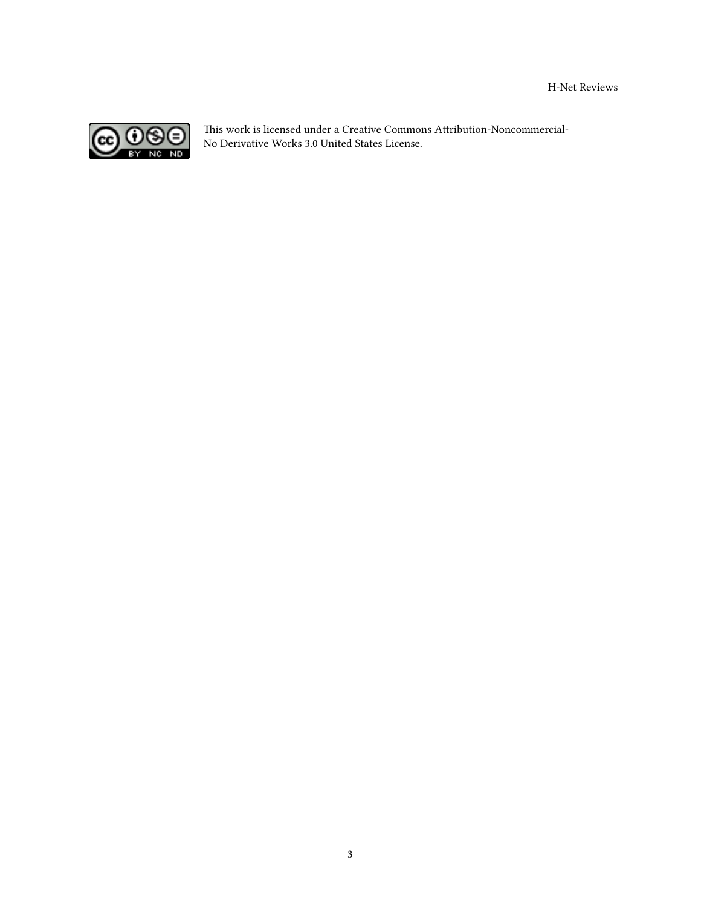This work is licensed under a Creative Commons Attribution-Noncommercial-No Derivative Works 3.0 United States License.